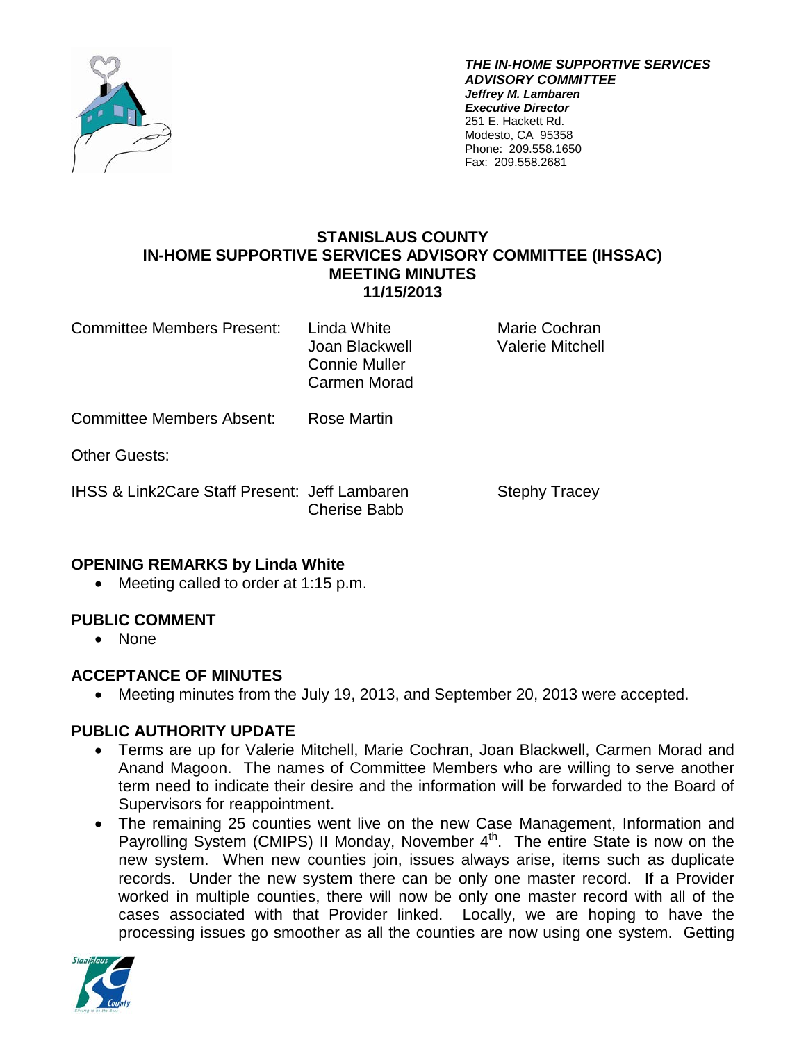***THE IN-HOME SUPPORTIVE SERVICES ADVISORY COMMITTEE***
***Jeffrey M. Lambaren***
***Executive Director***
251 E. Hackett Rd.
Modesto, CA 95358
Phone: 209.558.1650
Fax: 209.558.2681

# STANISLAUS COUNTY
# IN-HOME SUPPORTIVE SERVICES ADVISORY COMMITTEE (IHSSAC)
# MEETING MINUTES
# 11/15/2013

| | | |
|---|---|---|
| Committee Members Present: | Linda White<br>Joan Blackwell<br>Connie Muller<br>Carmen Morad | Marie Cochran<br>Valerie Mitchell |
| Committee Members Absent: | Rose Martin | |
| Other Guests: | | |
| IHSS & Link2Care Staff Present: | Jeff Lambaren<br>Cherise Babb | Stephy Tracey |

## OPENING REMARKS by Linda White

- Meeting called to order at 1:15 p.m.

## PUBLIC COMMENT

- None

## ACCEPTANCE OF MINUTES

- Meeting minutes from the July 19, 2013, and September 20, 2013 were accepted.

## PUBLIC AUTHORITY UPDATE

- Terms are up for Valerie Mitchell, Marie Cochran, Joan Blackwell, Carmen Morad and Anand Magoon. The names of Committee Members who are willing to serve another term need to indicate their desire and the information will be forwarded to the Board of Supervisors for reappointment.
- The remaining 25 counties went live on the new Case Management, Information and Payrolling System (CMIPS) II Monday, November 4th. The entire State is now on the new system. When new counties join, issues always arise, items such as duplicate records. Under the new system there can be only one master record. If a Provider worked in multiple counties, there will now be only one master record with all of the cases associated with that Provider linked. Locally, we are hoping to have the processing issues go smoother as all the counties are now using one system. Getting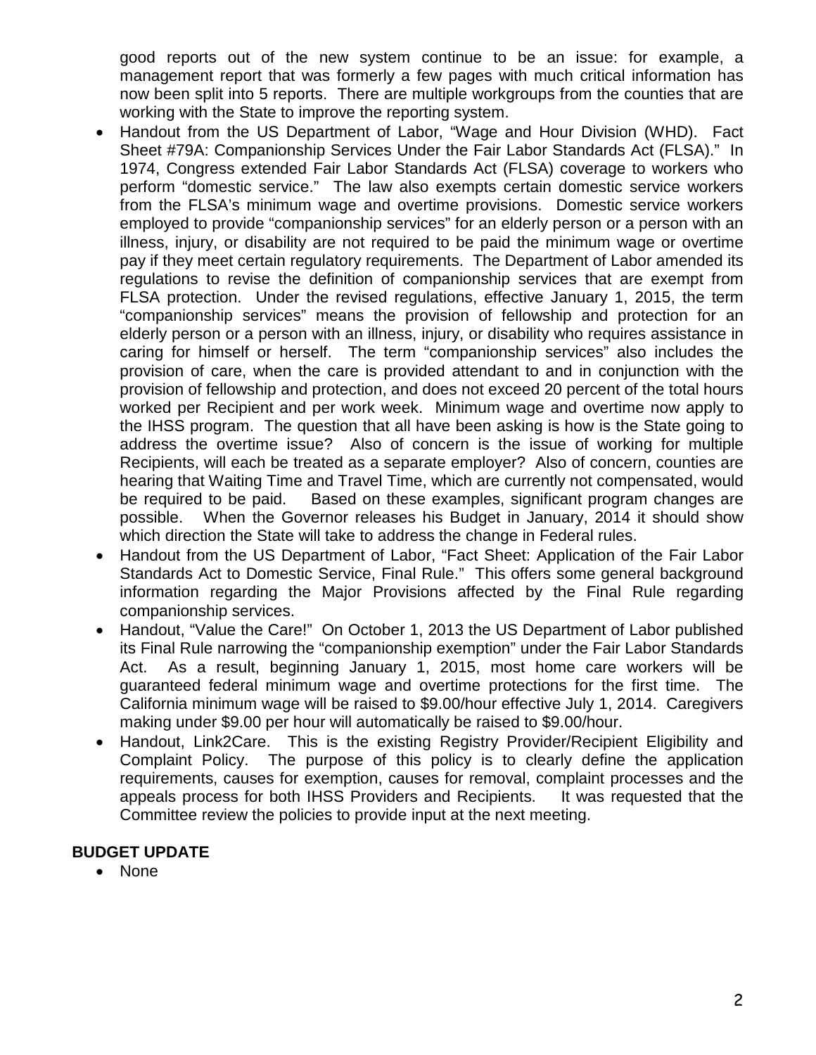good reports out of the new system continue to be an issue: for example, a management report that was formerly a few pages with much critical information has now been split into 5 reports. There are multiple workgroups from the counties that are working with the State to improve the reporting system.

- Handout from the US Department of Labor, "Wage and Hour Division (WHD). Fact Sheet #79A: Companionship Services Under the Fair Labor Standards Act (FLSA)." In 1974, Congress extended Fair Labor Standards Act (FLSA) coverage to workers who perform "domestic service." The law also exempts certain domestic service workers from the FLSA's minimum wage and overtime provisions. Domestic service workers employed to provide "companionship services" for an elderly person or a person with an illness, injury, or disability are not required to be paid the minimum wage or overtime pay if they meet certain regulatory requirements. The Department of Labor amended its regulations to revise the definition of companionship services that are exempt from FLSA protection. Under the revised regulations, effective January 1, 2015, the term "companionship services" means the provision of fellowship and protection for an elderly person or a person with an illness, injury, or disability who requires assistance in caring for himself or herself. The term "companionship services" also includes the provision of care, when the care is provided attendant to and in conjunction with the provision of fellowship and protection, and does not exceed 20 percent of the total hours worked per Recipient and per work week. Minimum wage and overtime now apply to the IHSS program. The question that all have been asking is how is the State going to address the overtime issue? Also of concern is the issue of working for multiple Recipients, will each be treated as a separate employer? Also of concern, counties are hearing that Waiting Time and Travel Time, which are currently not compensated, would be required to be paid. Based on these examples, significant program changes are possible. When the Governor releases his Budget in January, 2014 it should show which direction the State will take to address the change in Federal rules.
- Handout from the US Department of Labor, "Fact Sheet: Application of the Fair Labor Standards Act to Domestic Service, Final Rule." This offers some general background information regarding the Major Provisions affected by the Final Rule regarding companionship services.
- Handout, "Value the Care!" On October 1, 2013 the US Department of Labor published its Final Rule narrowing the "companionship exemption" under the Fair Labor Standards Act. As a result, beginning January 1, 2015, most home care workers will be guaranteed federal minimum wage and overtime protections for the first time. The California minimum wage will be raised to \$9.00/hour effective July 1, 2014. Caregivers making under \$9.00 per hour will automatically be raised to \$9.00/hour.
- Handout, Link2Care. This is the existing Registry Provider/Recipient Eligibility and Complaint Policy. The purpose of this policy is to clearly define the application requirements, causes for exemption, causes for removal, complaint processes and the appeals process for both IHSS Providers and Recipients. It was requested that the Committee review the policies to provide input at the next meeting.

**BUDGET UPDATE**

- None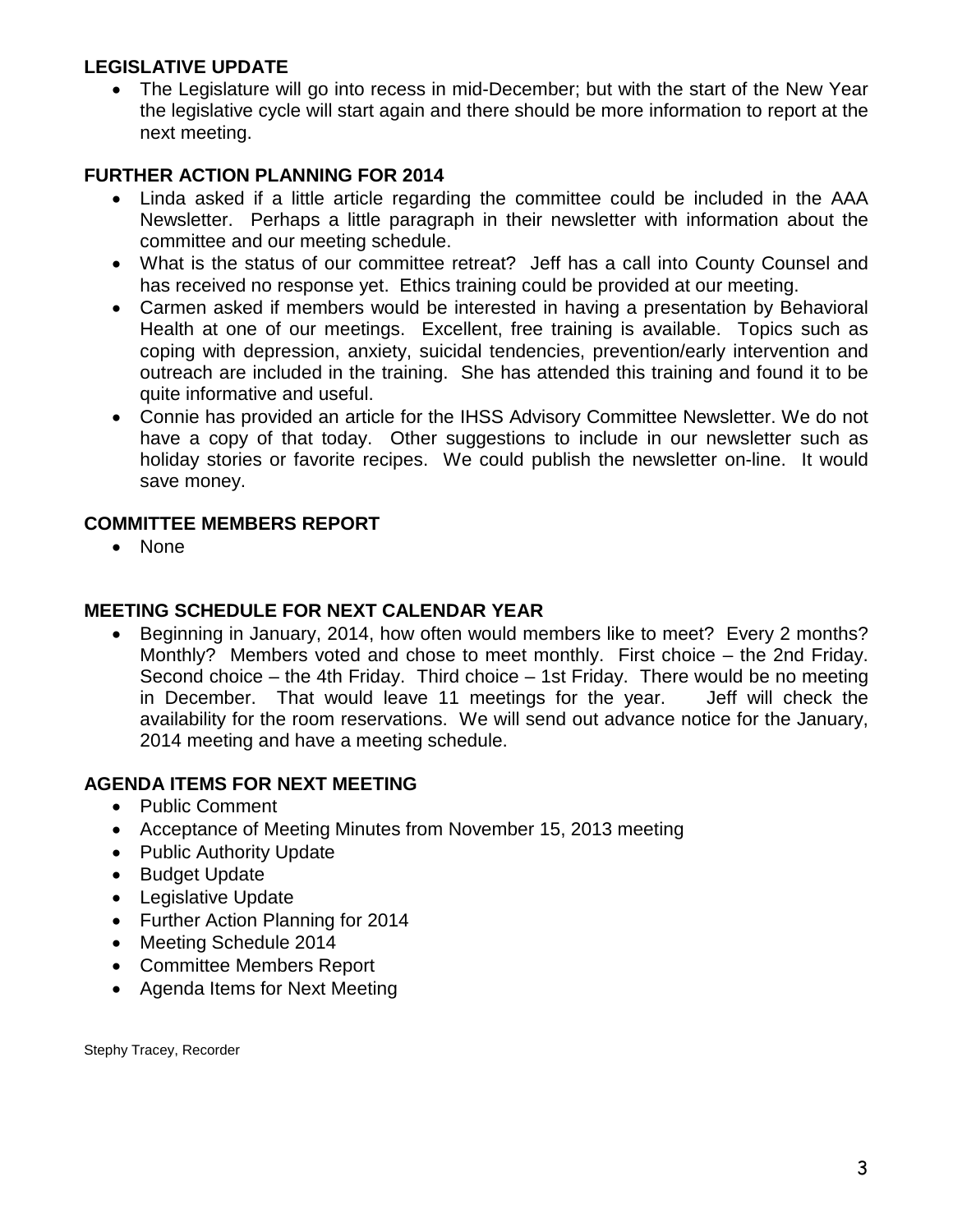## LEGISLATIVE UPDATE

- The Legislature will go into recess in mid-December; but with the start of the New Year the legislative cycle will start again and there should be more information to report at the next meeting.

## FURTHER ACTION PLANNING FOR 2014

- Linda asked if a little article regarding the committee could be included in the AAA Newsletter. Perhaps a little paragraph in their newsletter with information about the committee and our meeting schedule.
- What is the status of our committee retreat? Jeff has a call into County Counsel and has received no response yet. Ethics training could be provided at our meeting.
- Carmen asked if members would be interested in having a presentation by Behavioral Health at one of our meetings. Excellent, free training is available. Topics such as coping with depression, anxiety, suicidal tendencies, prevention/early intervention and outreach are included in the training. She has attended this training and found it to be quite informative and useful.
- Connie has provided an article for the IHSS Advisory Committee Newsletter. We do not have a copy of that today. Other suggestions to include in our newsletter such as holiday stories or favorite recipes. We could publish the newsletter on-line. It would save money.

## COMMITTEE MEMBERS REPORT

- None

## MEETING SCHEDULE FOR NEXT CALENDAR YEAR

- Beginning in January, 2014, how often would members like to meet? Every 2 months? Monthly? Members voted and chose to meet monthly. First choice – the 2nd Friday. Second choice – the 4th Friday. Third choice – 1st Friday. There would be no meeting in December. That would leave 11 meetings for the year. Jeff will check the availability for the room reservations. We will send out advance notice for the January, 2014 meeting and have a meeting schedule.

## AGENDA ITEMS FOR NEXT MEETING

- Public Comment
- Acceptance of Meeting Minutes from November 15, 2013 meeting
- Public Authority Update
- Budget Update
- Legislative Update
- Further Action Planning for 2014
- Meeting Schedule 2014
- Committee Members Report
- Agenda Items for Next Meeting

Stephy Tracey, Recorder